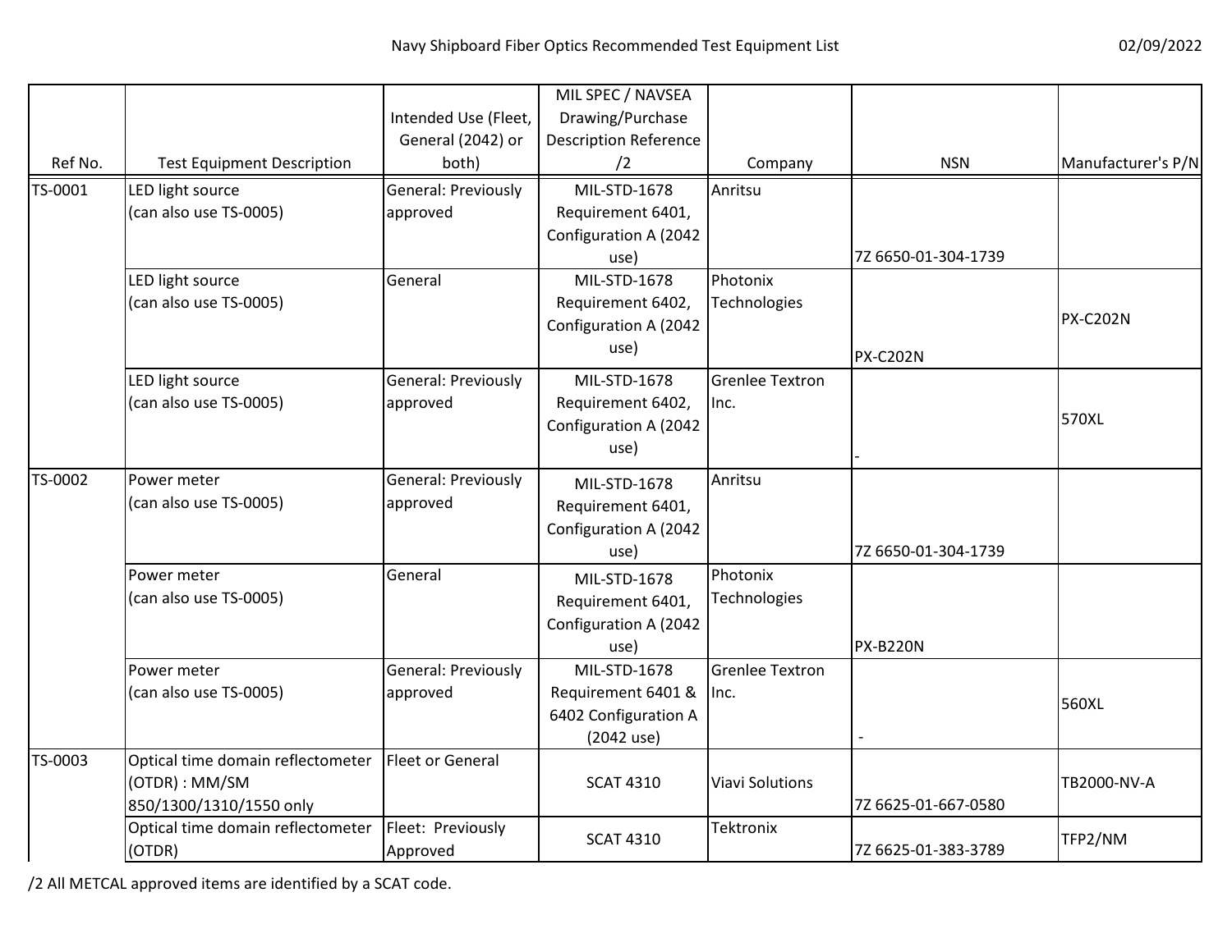# Navy Shipboard Fiber Optics Recommended Test Equipment List

02/09/2022

| Ref No. | Test Equipment Description | Intended Use (Fleet, General (2042) or both) | MIL SPEC / NAVSEA Drawing/Purchase Description Reference /2 | Company | NSN | Manufacturer's P/N |
|---|---|---|---|---|---|---|
| TS-0001 | LED light source (can also use TS-0005) | General: Previously approved | MIL-STD-1678 Requirement 6401, Configuration A (2042 use) | Anritsu | 7Z 6650-01-304-1739 | |
| | LED light source (can also use TS-0005) | General | MIL-STD-1678 Requirement 6402, Configuration A (2042 use) | Photonix Technologies | PX-C202N | PX-C202N |
| | LED light source (can also use TS-0005) | General: Previously approved | MIL-STD-1678 Requirement 6402, Configuration A (2042 use) | Grenlee Textron Inc. | - | 570XL |
| TS-0002 | Power meter (can also use TS-0005) | General: Previously approved | MIL-STD-1678 Requirement 6401, Configuration A (2042 use) | Anritsu | 7Z 6650-01-304-1739 | |
| | Power meter (can also use TS-0005) | General | MIL-STD-1678 Requirement 6401, Configuration A (2042 use) | Photonix Technologies | PX-B220N | |
| | Power meter (can also use TS-0005) | General: Previously approved | MIL-STD-1678 Requirement 6401 & 6402 Configuration A (2042 use) | Grenlee Textron Inc. | - | 560XL |
| TS-0003 | Optical time domain reflectometer (OTDR) : MM/SM 850/1300/1310/1550 only | Fleet or General | SCAT 4310 | Viavi Solutions | 7Z 6625-01-667-0580 | TB2000-NV-A |
| | Optical time domain reflectometer (OTDR) | Fleet: Previously Approved | SCAT 4310 | Tektronix | 7Z 6625-01-383-3789 | TFP2/NM |

/2 All METCAL approved items are identified by a SCAT code.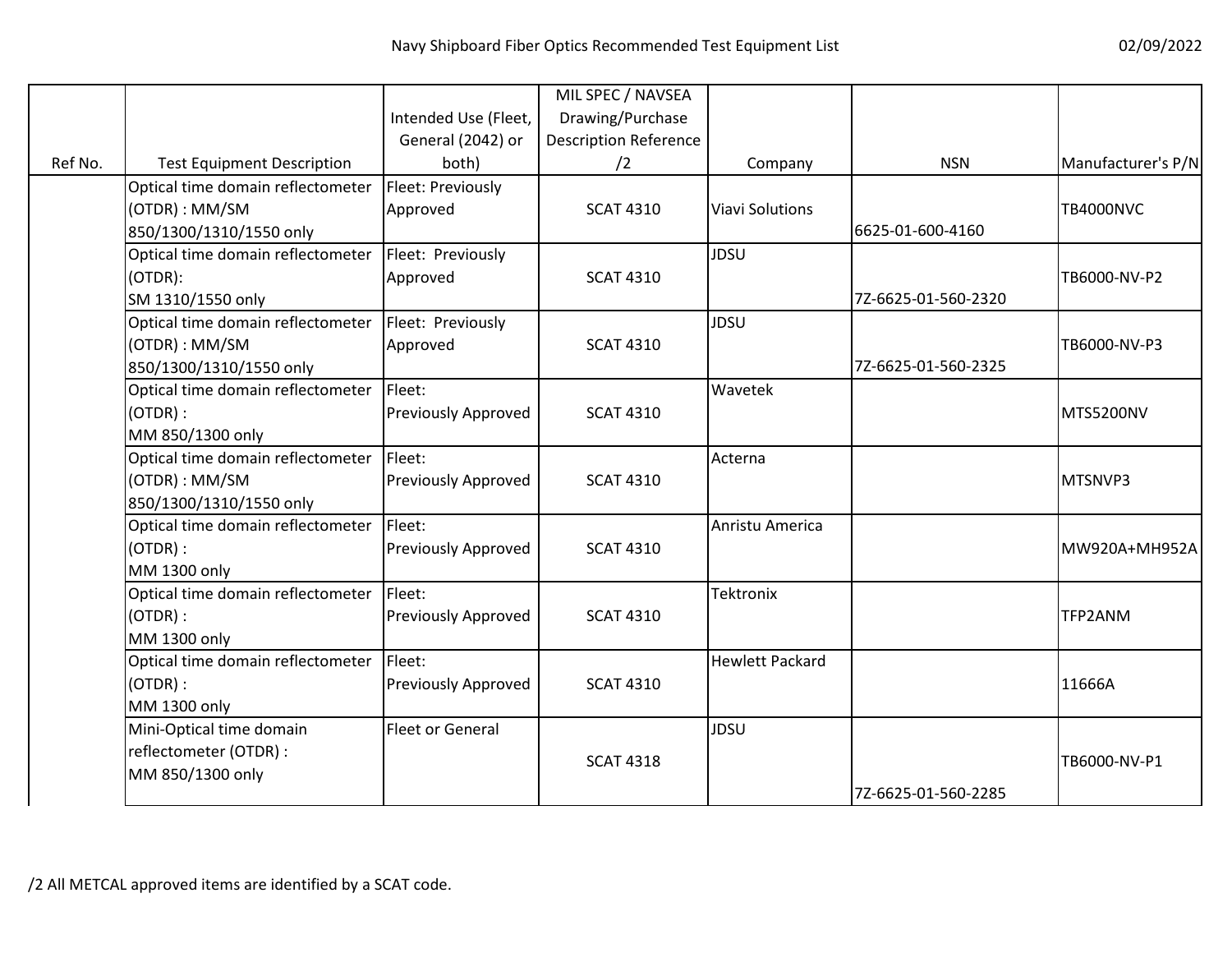| Ref No. | Test Equipment Description | Intended Use (Fleet, General (2042) or both) | MIL SPEC / NAVSEA Drawing/Purchase Description Reference /2 | Company | NSN | Manufacturer's P/N |
|---|---|---|---|---|---|---|
| | Optical time domain reflectometer (OTDR) : MM/SM 850/1300/1310/1550 only | Fleet: Previously Approved | SCAT 4310 | Viavi Solutions | 6625-01-600-4160 | TB4000NVC |
| | Optical time domain reflectometer (OTDR): SM 1310/1550 only | Fleet: Previously Approved | SCAT 4310 | JDSU | 7Z-6625-01-560-2320 | TB6000-NV-P2 |
| | Optical time domain reflectometer (OTDR) : MM/SM 850/1300/1310/1550 only | Fleet: Previously Approved | SCAT 4310 | JDSU | 7Z-6625-01-560-2325 | TB6000-NV-P3 |
| | Optical time domain reflectometer (OTDR) : MM 850/1300 only | Fleet: Previously Approved | SCAT 4310 | Wavetek | | MTS5200NV |
| | Optical time domain reflectometer (OTDR) : MM/SM 850/1300/1310/1550 only | Fleet: Previously Approved | SCAT 4310 | Acterna | | MTSNVP3 |
| | Optical time domain reflectometer (OTDR) : MM 1300 only | Fleet: Previously Approved | SCAT 4310 | Anristu America | | MW920A+MH952A |
| | Optical time domain reflectometer (OTDR) : MM 1300 only | Fleet: Previously Approved | SCAT 4310 | Tektronix | | TFP2ANM |
| | Optical time domain reflectometer (OTDR) : MM 1300 only | Fleet: Previously Approved | SCAT 4310 | Hewlett Packard | | 11666A |
| | Mini-Optical time domain reflectometer (OTDR) : MM 850/1300 only | Fleet or General | SCAT 4318 | JDSU | 7Z-6625-01-560-2285 | TB6000-NV-P1 |

/2 All METCAL approved items are identified by a SCAT code.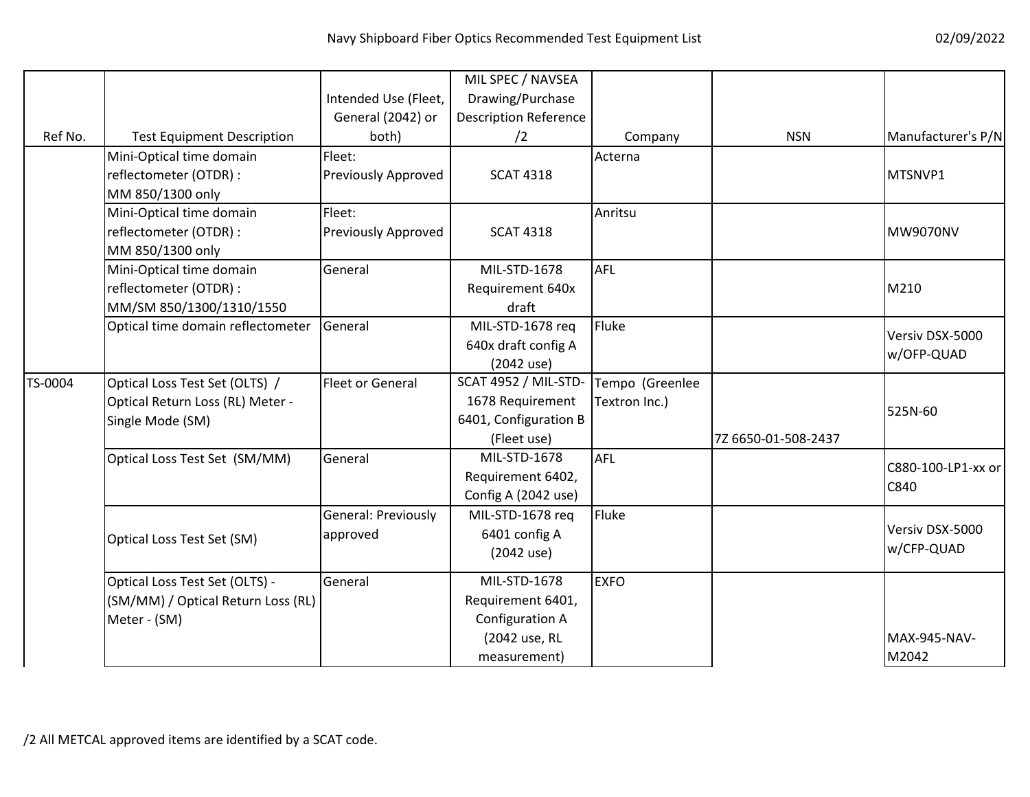| Ref No. | Test Equipment Description | Intended Use (Fleet, General (2042) or both) | MIL SPEC / NAVSEA Drawing/Purchase Description Reference /2 | Company | NSN | Manufacturer's P/N |
|---|---|---|---|---|---|---|
| | Mini-Optical time domain reflectometer (OTDR) : MM 850/1300 only | Fleet: Previously Approved | SCAT 4318 | Acterna | | MTSNVP1 |
| | Mini-Optical time domain reflectometer (OTDR) : MM 850/1300 only | Fleet: Previously Approved | SCAT 4318 | Anritsu | | MW9070NV |
| | Mini-Optical time domain reflectometer (OTDR) : MM/SM 850/1300/1310/1550 | General | MIL-STD-1678 Requirement 640x draft | AFL | | M210 |
| | Optical time domain reflectometer | General | MIL-STD-1678 req 640x draft config A (2042 use) | Fluke | | Versiv DSX-5000 w/OFP-QUAD |
| TS-0004 | Optical Loss Test Set (OLTS) / Optical Return Loss (RL) Meter - Single Mode (SM) | Fleet or General | SCAT 4952 / MIL-STD-1678 Requirement 6401, Configuration B (Fleet use) | Tempo (Greenlee Textron Inc.) | 7Z 6650-01-508-2437 | 525N-60 |
| | Optical Loss Test Set (SM/MM) | General | MIL-STD-1678 Requirement 6402, Config A (2042 use) | AFL | | C880-100-LP1-xx or C840 |
| | Optical Loss Test Set (SM) | General: Previously approved | MIL-STD-1678 req 6401 config A (2042 use) | Fluke | | Versiv DSX-5000 w/CFP-QUAD |
| | Optical Loss Test Set (OLTS) - (SM/MM) / Optical Return Loss (RL) Meter - (SM) | General | MIL-STD-1678 Requirement 6401, Configuration A (2042 use, RL measurement) | EXFO | | MAX-945-NAV-M2042 |

/2 All METCAL approved items are identified by a SCAT code.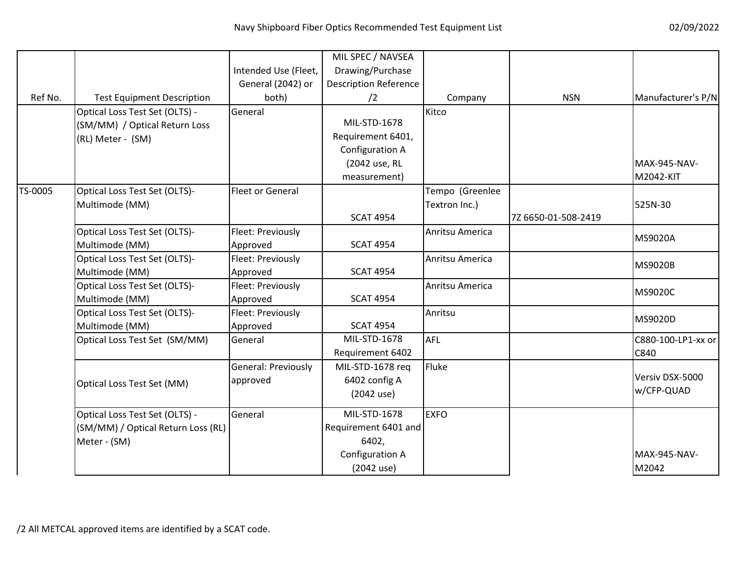| Ref No. | Test Equipment Description | Intended Use (Fleet, General (2042) or both) | MIL SPEC / NAVSEA Drawing/Purchase Description Reference /2 | Company | NSN | Manufacturer's P/N |
|---|---|---|---|---|---|---|
| | Optical Loss Test Set (OLTS) - (SM/MM) / Optical Return Loss (RL) Meter - (SM) | General | MIL-STD-1678 Requirement 6401, Configuration A (2042 use, RL measurement) | Kitco | | MAX-945-NAV-M2042-KIT |
| TS-0005 | Optical Loss Test Set (OLTS)- Multimode (MM) | Fleet or General | SCAT 4954 | Tempo (Greenlee Textron Inc.) | 7Z 6650-01-508-2419 | 525N-30 |
| | Optical Loss Test Set (OLTS)- Multimode (MM) | Fleet: Previously Approved | SCAT 4954 | Anritsu America | | MS9020A |
| | Optical Loss Test Set (OLTS)- Multimode (MM) | Fleet: Previously Approved | SCAT 4954 | Anritsu America | | MS9020B |
| | Optical Loss Test Set (OLTS)- Multimode (MM) | Fleet: Previously Approved | SCAT 4954 | Anritsu America | | MS9020C |
| | Optical Loss Test Set (OLTS)- Multimode (MM) | Fleet: Previously Approved | SCAT 4954 | Anritsu | | MS9020D |
| | Optical Loss Test Set (SM/MM) | General | MIL-STD-1678 Requirement 6402 | AFL | | C880-100-LP1-xx or C840 |
| | Optical Loss Test Set (MM) | General: Previously approved | MIL-STD-1678 req 6402 config A (2042 use) | Fluke | | Versiv DSX-5000 w/CFP-QUAD |
| | Optical Loss Test Set (OLTS) - (SM/MM) / Optical Return Loss (RL) Meter - (SM) | General | MIL-STD-1678 Requirement 6401 and 6402, Configuration A (2042 use) | EXFO | | MAX-945-NAV-M2042 |

/2 All METCAL approved items are identified by a SCAT code.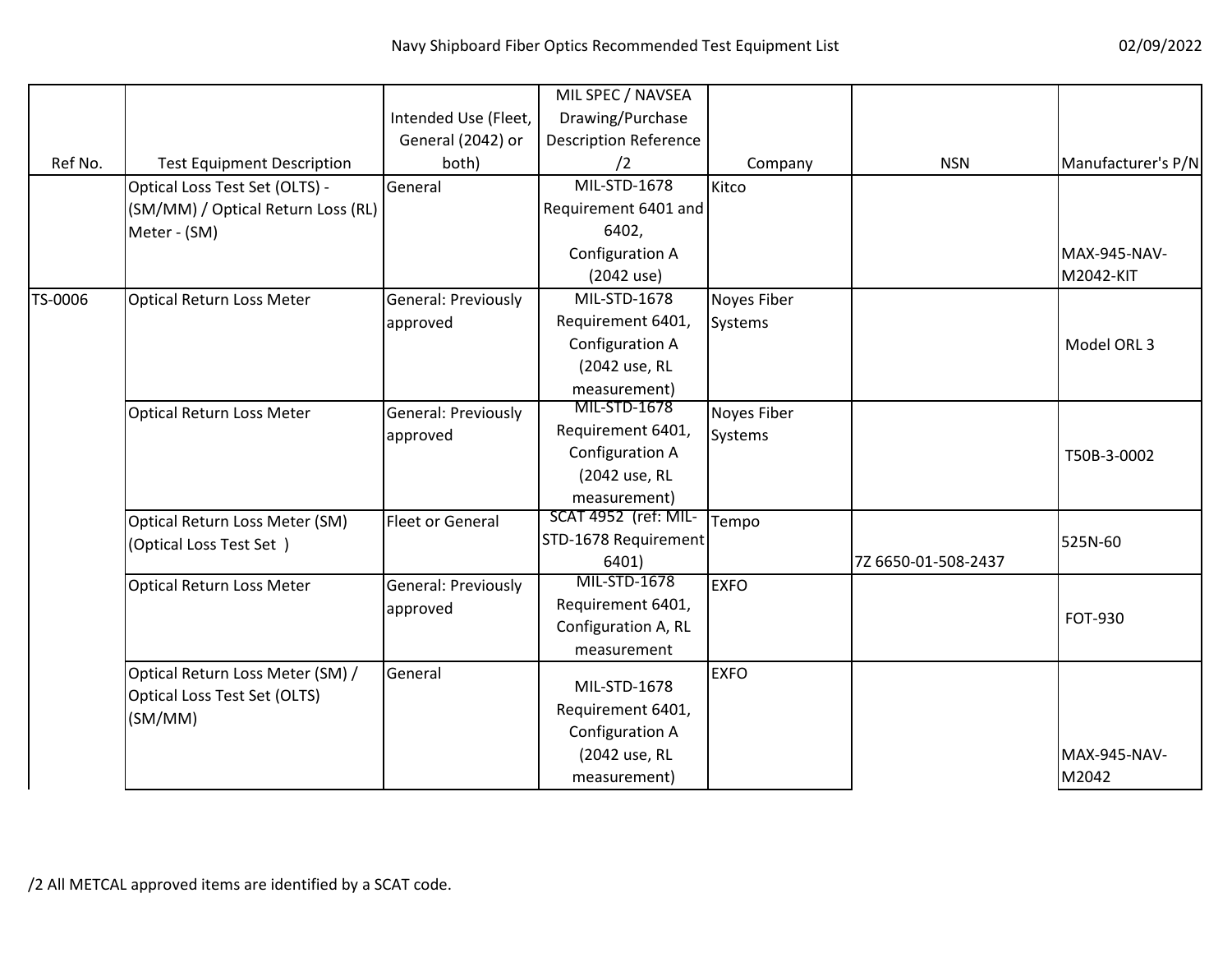| Ref No. | Test Equipment Description | Intended Use (Fleet, General (2042) or both) | MIL SPEC / NAVSEA Drawing/Purchase Description Reference /2 | Company | NSN | Manufacturer's P/N |
|---|---|---|---|---|---|---|
| | Optical Loss Test Set (OLTS) - (SM/MM) / Optical Return Loss (RL) Meter - (SM) | General | MIL-STD-1678 Requirement 6401 and 6402, Configuration A (2042 use) | Kitco | | MAX-945-NAV-M2042-KIT |
| TS-0006 | Optical Return Loss Meter | General: Previously approved | MIL-STD-1678 Requirement 6401, Configuration A (2042 use, RL measurement) | Noyes Fiber Systems | | Model ORL 3 |
| | Optical Return Loss Meter | General: Previously approved | MIL-STD-1678 Requirement 6401, Configuration A (2042 use, RL measurement) | Noyes Fiber Systems | | T50B-3-0002 |
| | Optical Return Loss Meter (SM) (Optical Loss Test Set ) | Fleet or General | SCAT 4952 (ref: MIL-STD-1678 Requirement 6401) | Tempo | 7Z 6650-01-508-2437 | 525N-60 |
| | Optical Return Loss Meter | General: Previously approved | MIL-STD-1678 Requirement 6401, Configuration A, RL measurement | EXFO | | FOT-930 |
| | Optical Return Loss Meter (SM) / Optical Loss Test Set (OLTS) (SM/MM) | General | MIL-STD-1678 Requirement 6401, Configuration A (2042 use, RL measurement) | EXFO | | MAX-945-NAV-M2042 |

/2 All METCAL approved items are identified by a SCAT code.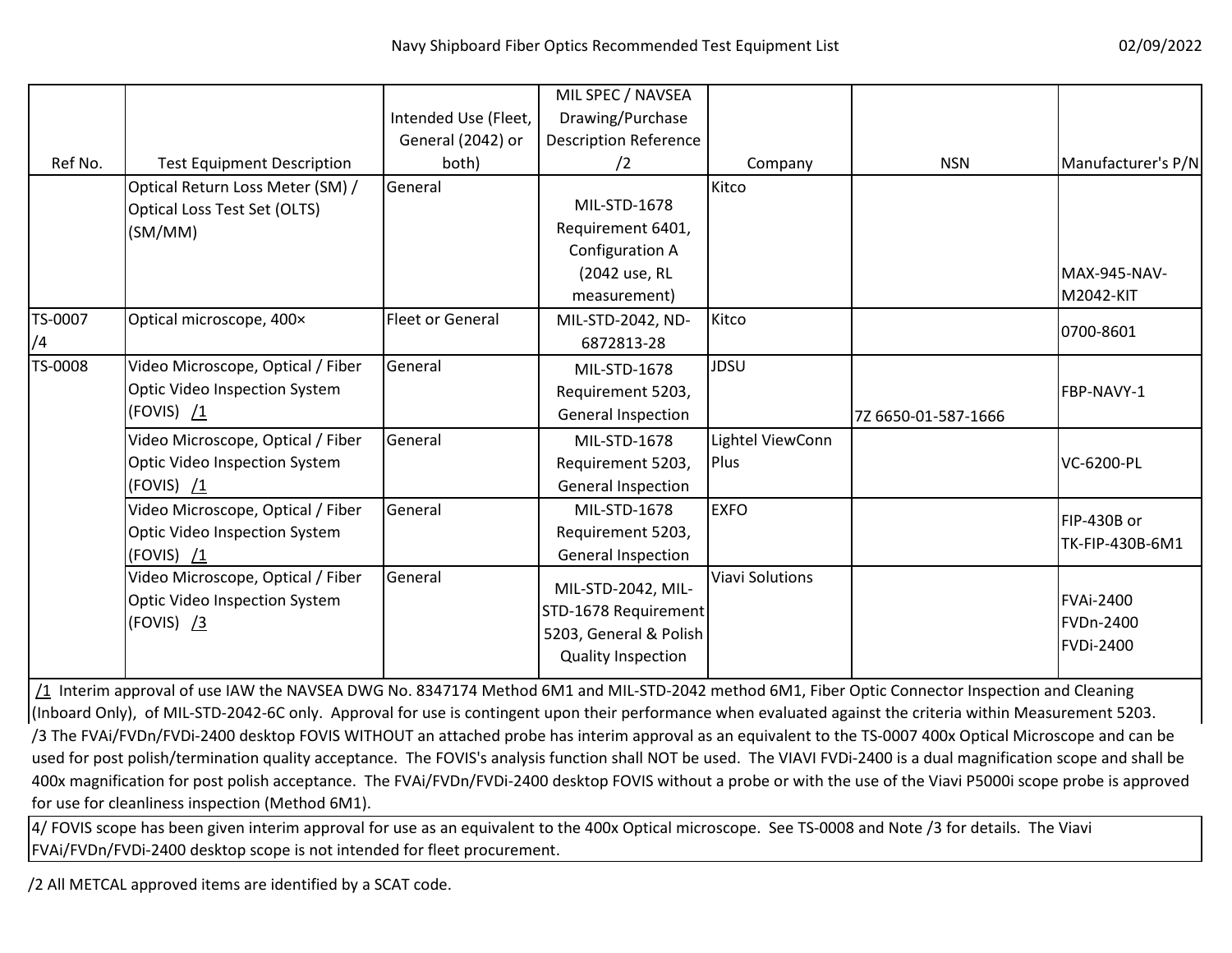| Ref No. | Test Equipment Description | Intended Use (Fleet, General (2042) or both) | MIL SPEC / NAVSEA Drawing/Purchase Description Reference /2 | Company | NSN | Manufacturer's P/N |
|---|---|---|---|---|---|---|
| | Optical Return Loss Meter (SM) / Optical Loss Test Set (OLTS) (SM/MM) | General | MIL-STD-1678 Requirement 6401, Configuration A (2042 use, RL measurement) | Kitco | | MAX-945-NAV-M2042-KIT |
| TS-0007 /4 | Optical microscope, 400× | Fleet or General | MIL-STD-2042, ND-6872813-28 | Kitco | | 0700-8601 |
| TS-0008 | Video Microscope, Optical / Fiber Optic Video Inspection System (FOVIS) /1 | General | MIL-STD-1678 Requirement 5203, General Inspection | JDSU | 7Z 6650-01-587-1666 | FBP-NAVY-1 |
| | Video Microscope, Optical / Fiber Optic Video Inspection System (FOVIS) /1 | General | MIL-STD-1678 Requirement 5203, General Inspection | Lightel ViewConn Plus | | VC-6200-PL |
| | Video Microscope, Optical / Fiber Optic Video Inspection System (FOVIS) /1 | General | MIL-STD-1678 Requirement 5203, General Inspection | EXFO | | FIP-430B or TK-FIP-430B-6M1 |
| | Video Microscope, Optical / Fiber Optic Video Inspection System (FOVIS) /3 | General | MIL-STD-2042, MIL-STD-1678 Requirement 5203, General & Polish Quality Inspection | Viavi Solutions | | FVAi-2400 FVDn-2400 FVDi-2400 |

/1 Interim approval of use IAW the NAVSEA DWG No. 8347174 Method 6M1 and MIL-STD-2042 method 6M1, Fiber Optic Connector Inspection and Cleaning (Inboard Only), of MIL-STD-2042-6C only. Approval for use is contingent upon their performance when evaluated against the criteria within Measurement 5203.

/3 The FVAi/FVDn/FVDi-2400 desktop FOVIS WITHOUT an attached probe has interim approval as an equivalent to the TS-0007 400x Optical Microscope and can be used for post polish/termination quality acceptance. The FOVIS's analysis function shall NOT be used. The VIAVI FVDi-2400 is a dual magnification scope and shall be 400x magnification for post polish acceptance. The FVAi/FVDn/FVDi-2400 desktop FOVIS without a probe or with the use of the Viavi P5000i scope probe is approved for use for cleanliness inspection (Method 6M1).

4/ FOVIS scope has been given interim approval for use as an equivalent to the 400x Optical microscope. See TS-0008 and Note /3 for details. The Viavi FVAi/FVDn/FVDi-2400 desktop scope is not intended for fleet procurement.

/2 All METCAL approved items are identified by a SCAT code.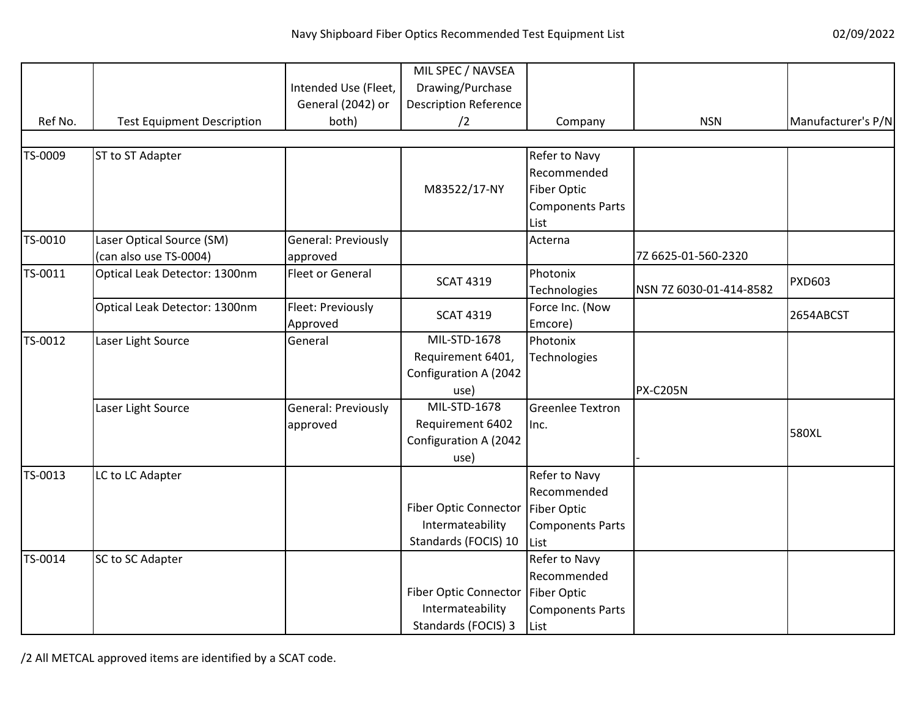| Ref No. | Test Equipment Description | Intended Use (Fleet, General (2042) or both) | MIL SPEC / NAVSEA Drawing/Purchase Description Reference /2 | Company | NSN | Manufacturer's P/N |
|---|---|---|---|---|---|---|
| TS-0009 | ST to ST Adapter | | M83522/17-NY | Refer to Navy Recommended Fiber Optic Components Parts List | | |
| TS-0010 | Laser Optical Source (SM) (can also use TS-0004) | General: Previously approved | | Acterna | 7Z 6625-01-560-2320 | |
| TS-0011 | Optical Leak Detector: 1300nm | Fleet or General | SCAT 4319 | Photonix Technologies | NSN 7Z 6030-01-414-8582 | PXD603 |
| | Optical Leak Detector: 1300nm | Fleet: Previously Approved | SCAT 4319 | Force Inc. (Now Emcore) | | 2654ABCST |
| TS-0012 | Laser Light Source | General | MIL-STD-1678 Requirement 6401, Configuration A (2042 use) | Photonix Technologies | PX-C205N | |
| | Laser Light Source | General: Previously approved | MIL-STD-1678 Requirement 6402 Configuration A (2042 use) | Greenlee Textron Inc. | - | 580XL |
| TS-0013 | LC to LC Adapter | | Fiber Optic Connector Intermateability Standards (FOCIS) 10 | Refer to Navy Recommended Fiber Optic Components Parts List | | |
| TS-0014 | SC to SC Adapter | | Fiber Optic Connector Intermateability Standards (FOCIS) 3 | Refer to Navy Recommended Fiber Optic Components Parts List | | |

/2 All METCAL approved items are identified by a SCAT code.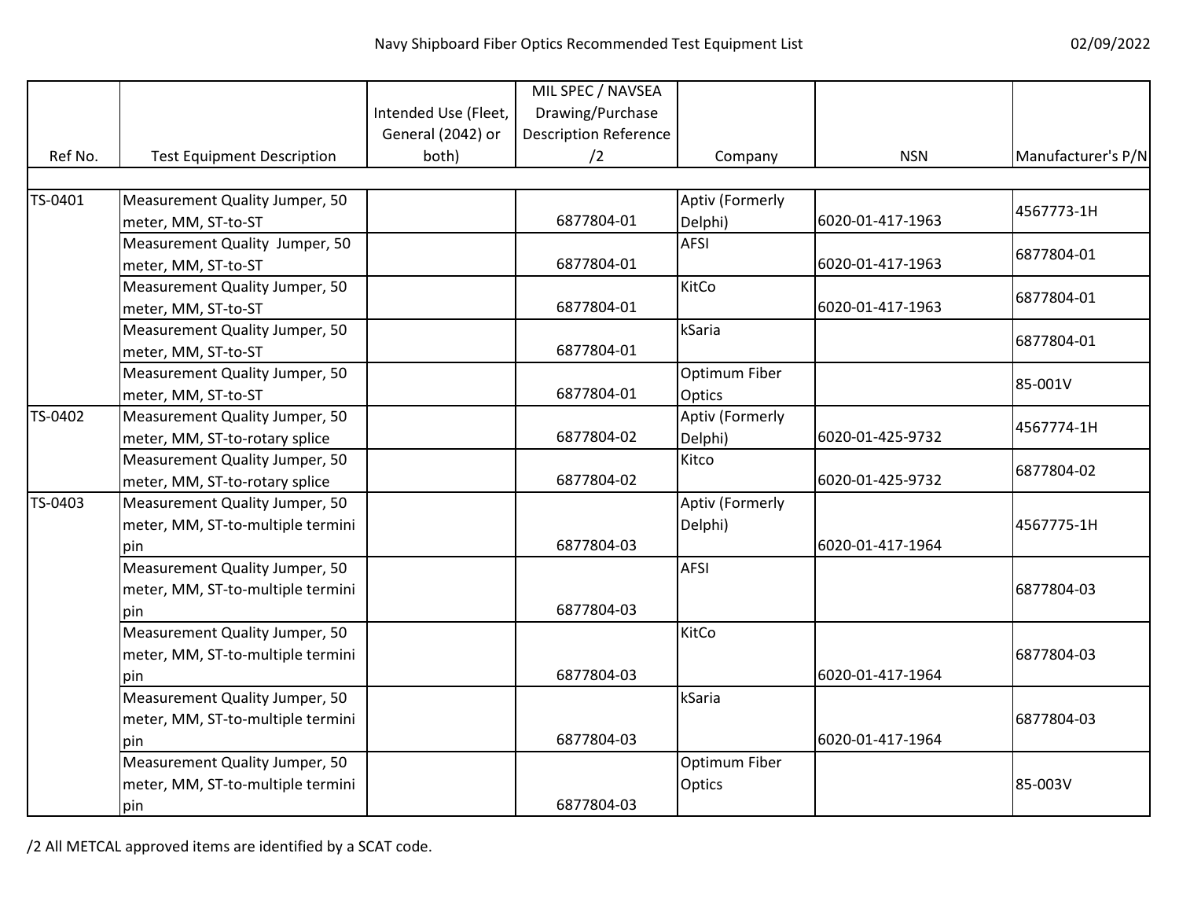| Ref No. | Test Equipment Description | Intended Use (Fleet, General (2042) or both) | MIL SPEC / NAVSEA Drawing/Purchase Description Reference /2 | Company | NSN | Manufacturer's P/N |
|---|---|---|---|---|---|---|
| TS-0401 | Measurement Quality Jumper, 50 meter, MM, ST-to-ST | | 6877804-01 | Aptiv (Formerly Delphi) | 6020-01-417-1963 | 4567773-1H |
| | Measurement Quality Jumper, 50 meter, MM, ST-to-ST | | 6877804-01 | AFSI | 6020-01-417-1963 | 6877804-01 |
| | Measurement Quality Jumper, 50 meter, MM, ST-to-ST | | 6877804-01 | KitCo | 6020-01-417-1963 | 6877804-01 |
| | Measurement Quality Jumper, 50 meter, MM, ST-to-ST | | 6877804-01 | kSaria | | 6877804-01 |
| | Measurement Quality Jumper, 50 meter, MM, ST-to-ST | | 6877804-01 | Optimum Fiber Optics | | 85-001V |
| TS-0402 | Measurement Quality Jumper, 50 meter, MM, ST-to-rotary splice | | 6877804-02 | Aptiv (Formerly Delphi) | 6020-01-425-9732 | 4567774-1H |
| | Measurement Quality Jumper, 50 meter, MM, ST-to-rotary splice | | 6877804-02 | Kitco | 6020-01-425-9732 | 6877804-02 |
| TS-0403 | Measurement Quality Jumper, 50 meter, MM, ST-to-multiple termini pin | | 6877804-03 | Aptiv (Formerly Delphi) | 6020-01-417-1964 | 4567775-1H |
| | Measurement Quality Jumper, 50 meter, MM, ST-to-multiple termini pin | | 6877804-03 | AFSI | | 6877804-03 |
| | Measurement Quality Jumper, 50 meter, MM, ST-to-multiple termini pin | | 6877804-03 | KitCo | 6020-01-417-1964 | 6877804-03 |
| | Measurement Quality Jumper, 50 meter, MM, ST-to-multiple termini pin | | 6877804-03 | kSaria | 6020-01-417-1964 | 6877804-03 |
| | Measurement Quality Jumper, 50 meter, MM, ST-to-multiple termini pin | | 6877804-03 | Optimum Fiber Optics | | 85-003V |

/2 All METCAL approved items are identified by a SCAT code.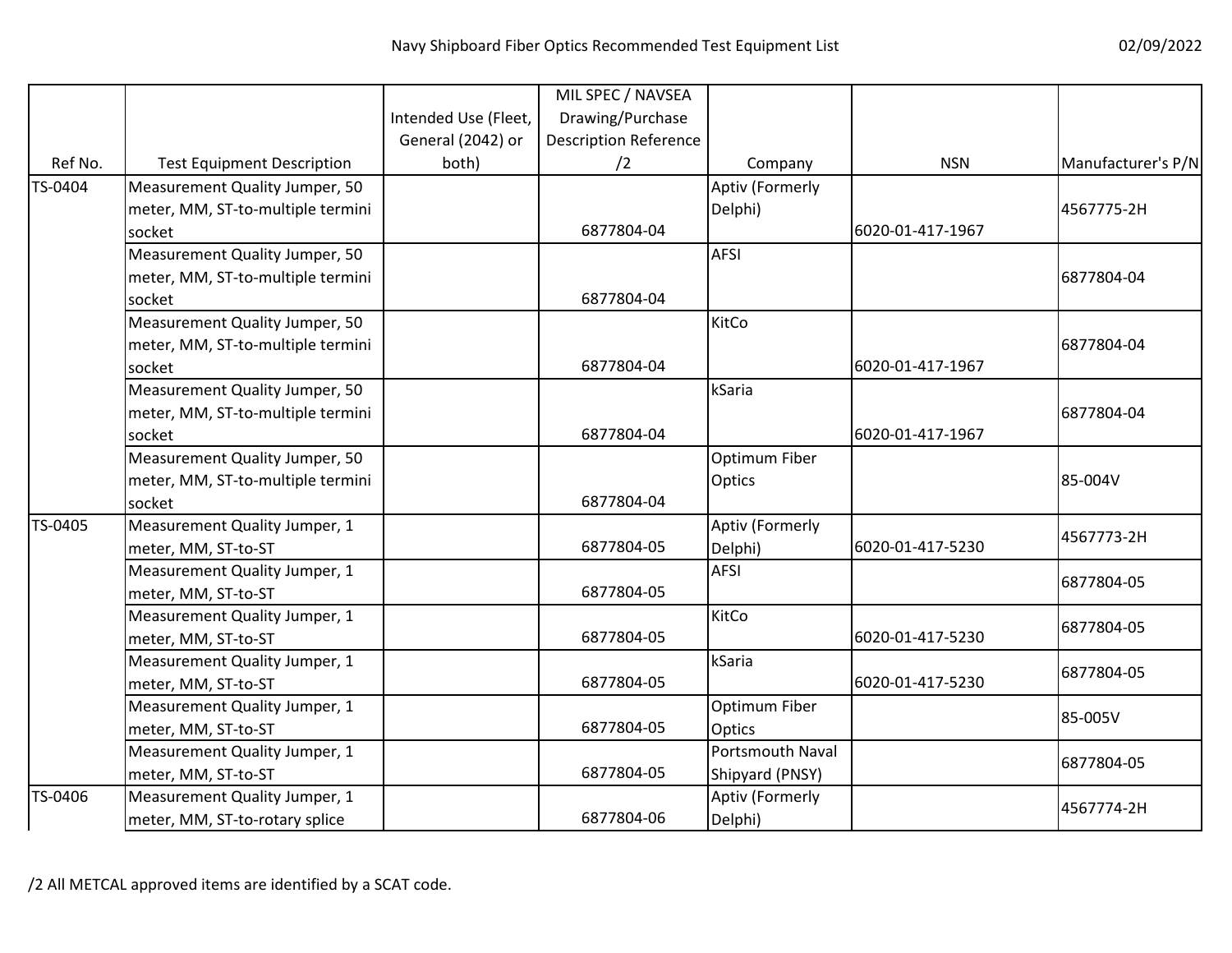| Ref No. | Test Equipment Description | Intended Use (Fleet, General (2042) or both) | MIL SPEC / NAVSEA Drawing/Purchase Description Reference /2 | Company | NSN | Manufacturer's P/N |
|---|---|---|---|---|---|---|
| TS-0404 | Measurement Quality Jumper, 50 meter, MM, ST-to-multiple termini socket | | 6877804-04 | Aptiv (Formerly Delphi) | 6020-01-417-1967 | 4567775-2H |
| | Measurement Quality Jumper, 50 meter, MM, ST-to-multiple termini socket | | 6877804-04 | AFSI | | 6877804-04 |
| | Measurement Quality Jumper, 50 meter, MM, ST-to-multiple termini socket | | 6877804-04 | KitCo | 6020-01-417-1967 | 6877804-04 |
| | Measurement Quality Jumper, 50 meter, MM, ST-to-multiple termini socket | | 6877804-04 | kSaria | 6020-01-417-1967 | 6877804-04 |
| | Measurement Quality Jumper, 50 meter, MM, ST-to-multiple termini socket | | 6877804-04 | Optimum Fiber Optics | | 85-004V |
| TS-0405 | Measurement Quality Jumper, 1 meter, MM, ST-to-ST | | 6877804-05 | Aptiv (Formerly Delphi) | 6020-01-417-5230 | 4567773-2H |
| | Measurement Quality Jumper, 1 meter, MM, ST-to-ST | | 6877804-05 | AFSI | | 6877804-05 |
| | Measurement Quality Jumper, 1 meter, MM, ST-to-ST | | 6877804-05 | KitCo | 6020-01-417-5230 | 6877804-05 |
| | Measurement Quality Jumper, 1 meter, MM, ST-to-ST | | 6877804-05 | kSaria | 6020-01-417-5230 | 6877804-05 |
| | Measurement Quality Jumper, 1 meter, MM, ST-to-ST | | 6877804-05 | Optimum Fiber Optics | | 85-005V |
| | Measurement Quality Jumper, 1 meter, MM, ST-to-ST | | 6877804-05 | Portsmouth Naval Shipyard (PNSY) | | 6877804-05 |
| TS-0406 | Measurement Quality Jumper, 1 meter, MM, ST-to-rotary splice | | 6877804-06 | Aptiv (Formerly Delphi) | | 4567774-2H |

/2 All METCAL approved items are identified by a SCAT code.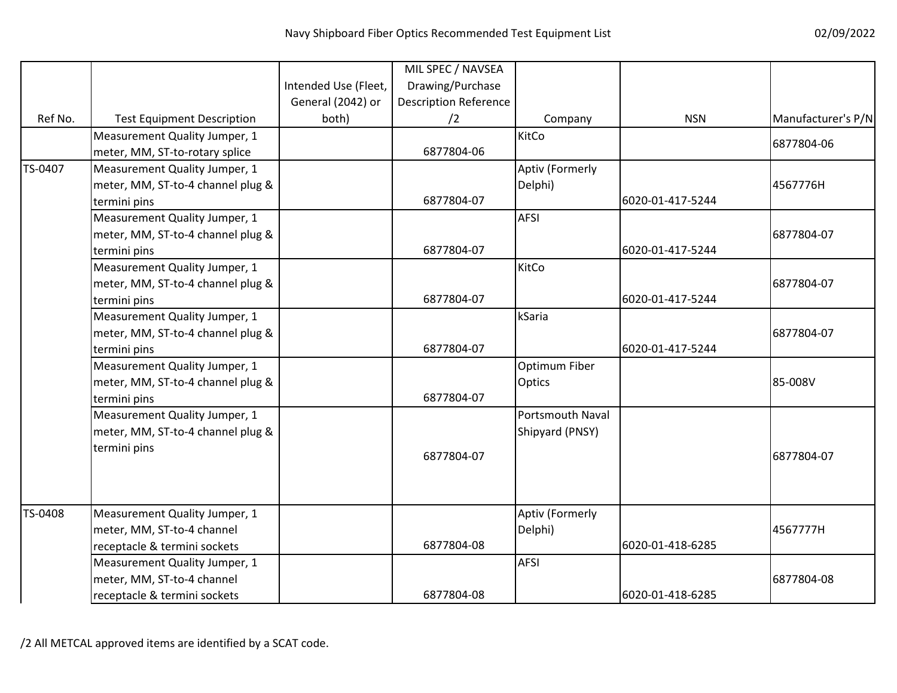| Ref No. | Test Equipment Description | Intended Use (Fleet, General (2042) or both) | MIL SPEC / NAVSEA Drawing/Purchase Description Reference /2 | Company | NSN | Manufacturer's P/N |
| --- | --- | --- | --- | --- | --- | --- |
| | Measurement Quality Jumper, 1 meter, MM, ST-to-rotary splice | | 6877804-06 | KitCo | | 6877804-06 |
| TS-0407 | Measurement Quality Jumper, 1 meter, MM, ST-to-4 channel plug & termini pins | | 6877804-07 | Aptiv (Formerly Delphi) | 6020-01-417-5244 | 4567776H |
| | Measurement Quality Jumper, 1 meter, MM, ST-to-4 channel plug & termini pins | | 6877804-07 | AFSI | 6020-01-417-5244 | 6877804-07 |
| | Measurement Quality Jumper, 1 meter, MM, ST-to-4 channel plug & termini pins | | 6877804-07 | KitCo | 6020-01-417-5244 | 6877804-07 |
| | Measurement Quality Jumper, 1 meter, MM, ST-to-4 channel plug & termini pins | | 6877804-07 | kSaria | 6020-01-417-5244 | 6877804-07 |
| | Measurement Quality Jumper, 1 meter, MM, ST-to-4 channel plug & termini pins | | 6877804-07 | Optimum Fiber Optics | | 85-008V |
| | Measurement Quality Jumper, 1 meter, MM, ST-to-4 channel plug & termini pins | | 6877804-07 | Portsmouth Naval Shipyard (PNSY) | | 6877804-07 |
| TS-0408 | Measurement Quality Jumper, 1 meter, MM, ST-to-4 channel receptacle & termini sockets | | 6877804-08 | Aptiv (Formerly Delphi) | 6020-01-418-6285 | 4567777H |
| | Measurement Quality Jumper, 1 meter, MM, ST-to-4 channel receptacle & termini sockets | | 6877804-08 | AFSI | 6020-01-418-6285 | 6877804-08 |

/2 All METCAL approved items are identified by a SCAT code.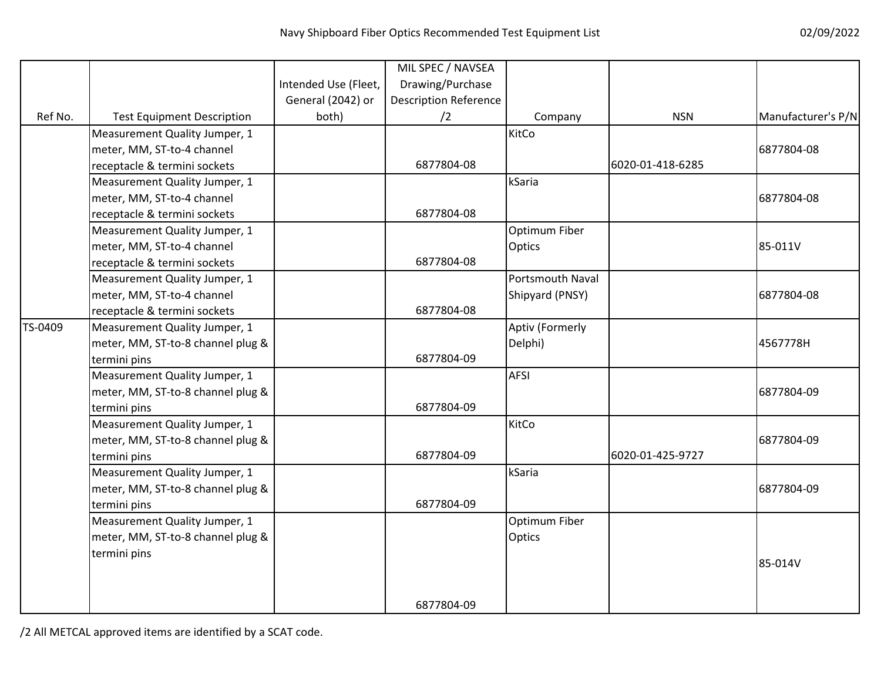| Ref No. | Test Equipment Description | Intended Use (Fleet, General (2042) or both) | MIL SPEC / NAVSEA Drawing/Purchase Description Reference /2 | Company | NSN | Manufacturer's P/N |
|---|---|---|---|---|---|---|
| | Measurement Quality Jumper, 1 meter, MM, ST-to-4 channel receptacle & termini sockets | | 6877804-08 | KitCo | 6020-01-418-6285 | 6877804-08 |
| | Measurement Quality Jumper, 1 meter, MM, ST-to-4 channel receptacle & termini sockets | | 6877804-08 | kSaria | | 6877804-08 |
| | Measurement Quality Jumper, 1 meter, MM, ST-to-4 channel receptacle & termini sockets | | 6877804-08 | Optimum Fiber Optics | | 85-011V |
| | Measurement Quality Jumper, 1 meter, MM, ST-to-4 channel receptacle & termini sockets | | 6877804-08 | Portsmouth Naval Shipyard (PNSY) | | 6877804-08 |
| TS-0409 | Measurement Quality Jumper, 1 meter, MM, ST-to-8 channel plug & termini pins | | 6877804-09 | Aptiv (Formerly Delphi) | | 4567778H |
| | Measurement Quality Jumper, 1 meter, MM, ST-to-8 channel plug & termini pins | | 6877804-09 | AFSI | | 6877804-09 |
| | Measurement Quality Jumper, 1 meter, MM, ST-to-8 channel plug & termini pins | | 6877804-09 | KitCo | 6020-01-425-9727 | 6877804-09 |
| | Measurement Quality Jumper, 1 meter, MM, ST-to-8 channel plug & termini pins | | 6877804-09 | kSaria | | 6877804-09 |
| | Measurement Quality Jumper, 1 meter, MM, ST-to-8 channel plug & termini pins | | 6877804-09 | Optimum Fiber Optics | | 85-014V |

/2 All METCAL approved items are identified by a SCAT code.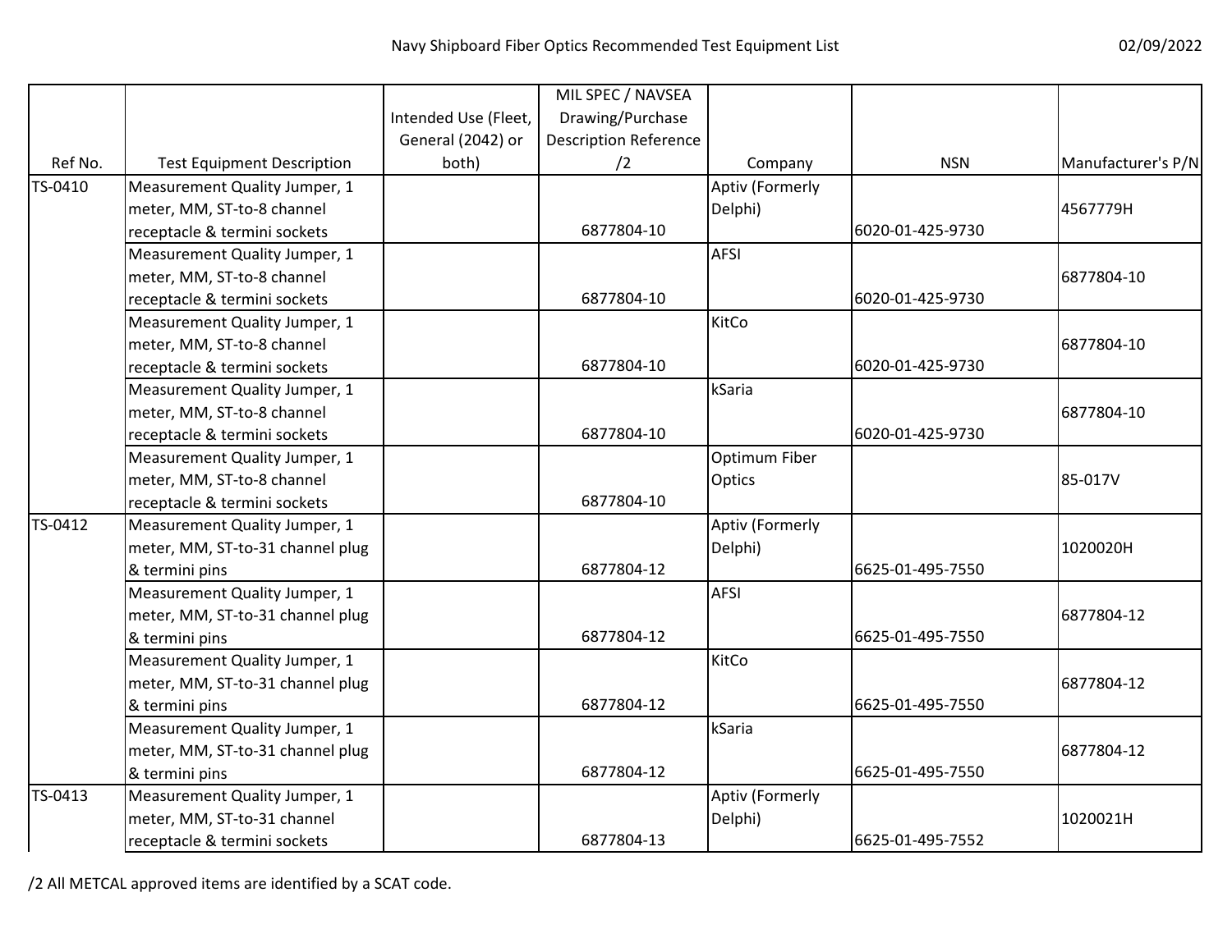| Ref No. | Test Equipment Description | Intended Use (Fleet, General (2042) or both) | MIL SPEC / NAVSEA Drawing/Purchase Description Reference /2 | Company | NSN | Manufacturer's P/N |
|---|---|---|---|---|---|---|
| TS-0410 | Measurement Quality Jumper, 1 meter, MM, ST-to-8 channel receptacle & termini sockets | | 6877804-10 | Aptiv (Formerly Delphi) | 6020-01-425-9730 | 4567779H |
| | Measurement Quality Jumper, 1 meter, MM, ST-to-8 channel receptacle & termini sockets | | 6877804-10 | AFSI | 6020-01-425-9730 | 6877804-10 |
| | Measurement Quality Jumper, 1 meter, MM, ST-to-8 channel receptacle & termini sockets | | 6877804-10 | KitCo | 6020-01-425-9730 | 6877804-10 |
| | Measurement Quality Jumper, 1 meter, MM, ST-to-8 channel receptacle & termini sockets | | 6877804-10 | kSaria | 6020-01-425-9730 | 6877804-10 |
| | Measurement Quality Jumper, 1 meter, MM, ST-to-8 channel receptacle & termini sockets | | 6877804-10 | Optimum Fiber Optics | | 85-017V |
| TS-0412 | Measurement Quality Jumper, 1 meter, MM, ST-to-31 channel plug & termini pins | | 6877804-12 | Aptiv (Formerly Delphi) | 6625-01-495-7550 | 1020020H |
| | Measurement Quality Jumper, 1 meter, MM, ST-to-31 channel plug & termini pins | | 6877804-12 | AFSI | 6625-01-495-7550 | 6877804-12 |
| | Measurement Quality Jumper, 1 meter, MM, ST-to-31 channel plug & termini pins | | 6877804-12 | KitCo | 6625-01-495-7550 | 6877804-12 |
| | Measurement Quality Jumper, 1 meter, MM, ST-to-31 channel plug & termini pins | | 6877804-12 | kSaria | 6625-01-495-7550 | 6877804-12 |
| TS-0413 | Measurement Quality Jumper, 1 meter, MM, ST-to-31 channel receptacle & termini sockets | | 6877804-13 | Aptiv (Formerly Delphi) | 6625-01-495-7552 | 1020021H |

/2 All METCAL approved items are identified by a SCAT code.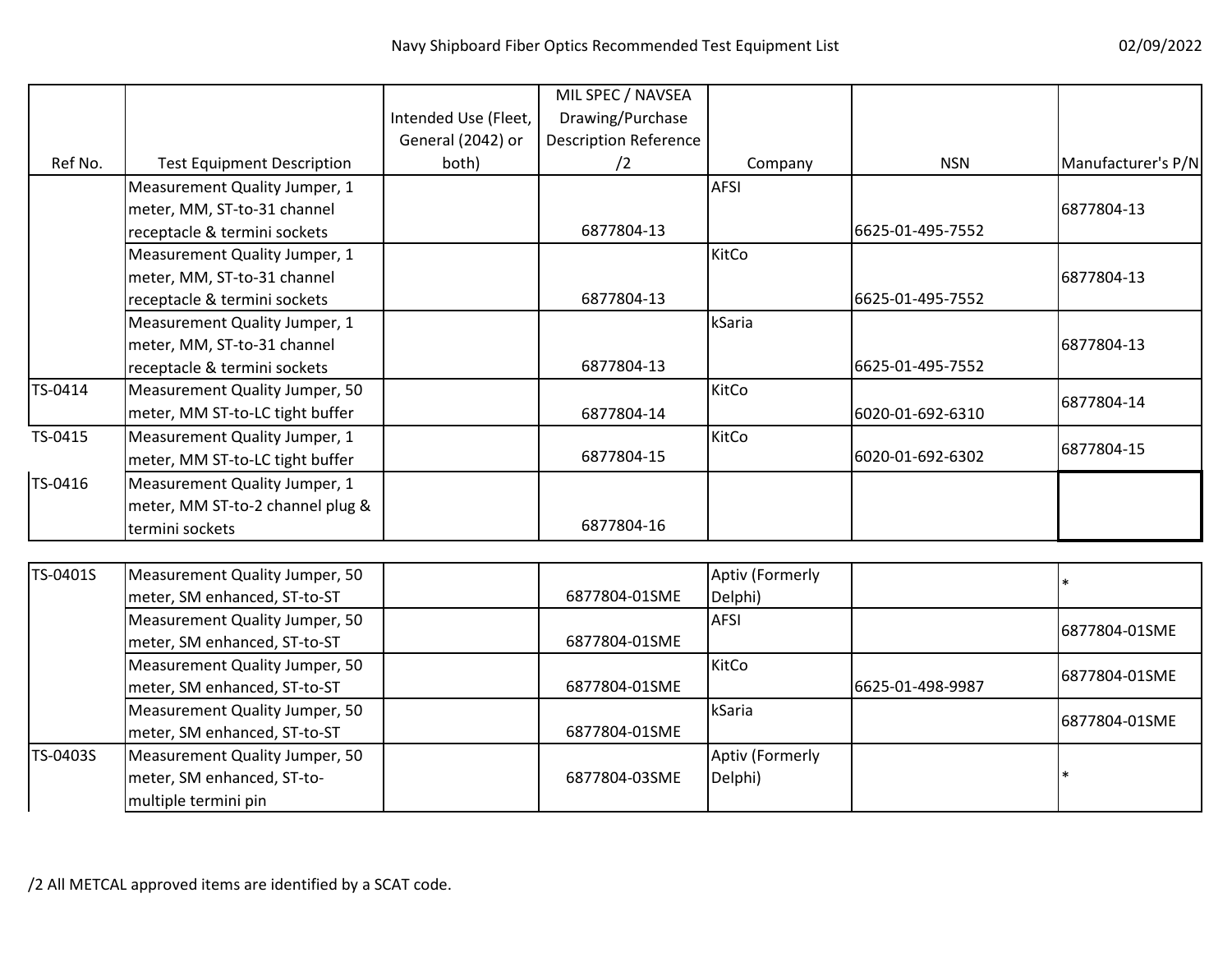| Ref No. | Test Equipment Description | Intended Use (Fleet, General (2042) or both) | MIL SPEC / NAVSEA Drawing/Purchase Description Reference /2 | Company | NSN | Manufacturer's P/N |
|---|---|---|---|---|---|---|
| | Measurement Quality Jumper, 1 meter, MM, ST-to-31 channel receptacle & termini sockets | | 6877804-13 | AFSI | 6625-01-495-7552 | 6877804-13 |
| | Measurement Quality Jumper, 1 meter, MM, ST-to-31 channel receptacle & termini sockets | | 6877804-13 | KitCo | 6625-01-495-7552 | 6877804-13 |
| | Measurement Quality Jumper, 1 meter, MM, ST-to-31 channel receptacle & termini sockets | | 6877804-13 | kSaria | 6625-01-495-7552 | 6877804-13 |
| TS-0414 | Measurement Quality Jumper, 50 meter, MM ST-to-LC tight buffer | | 6877804-14 | KitCo | 6020-01-692-6310 | 6877804-14 |
| TS-0415 | Measurement Quality Jumper, 1 meter, MM ST-to-LC tight buffer | | 6877804-15 | KitCo | 6020-01-692-6302 | 6877804-15 |
| TS-0416 | Measurement Quality Jumper, 1 meter, MM ST-to-2 channel plug & termini sockets | | 6877804-16 | | | |

| Ref No. | Test Equipment Description | Intended Use (Fleet, General (2042) or both) | MIL SPEC / NAVSEA Drawing/Purchase Description Reference /2 | Company | NSN | Manufacturer's P/N |
|---|---|---|---|---|---|---|
| TS-0401S | Measurement Quality Jumper, 50 meter, SM enhanced, ST-to-ST | | 6877804-01SME | Aptiv (Formerly Delphi) | | * |
| | Measurement Quality Jumper, 50 meter, SM enhanced, ST-to-ST | | 6877804-01SME | AFSI | | 6877804-01SME |
| | Measurement Quality Jumper, 50 meter, SM enhanced, ST-to-ST | | 6877804-01SME | KitCo | 6625-01-498-9987 | 6877804-01SME |
| | Measurement Quality Jumper, 50 meter, SM enhanced, ST-to-ST | | 6877804-01SME | kSaria | | 6877804-01SME |
| TS-0403S | Measurement Quality Jumper, 50 meter, SM enhanced, ST-to-multiple termini pin | | 6877804-03SME | Aptiv (Formerly Delphi) | | * |

/2 All METCAL approved items are identified by a SCAT code.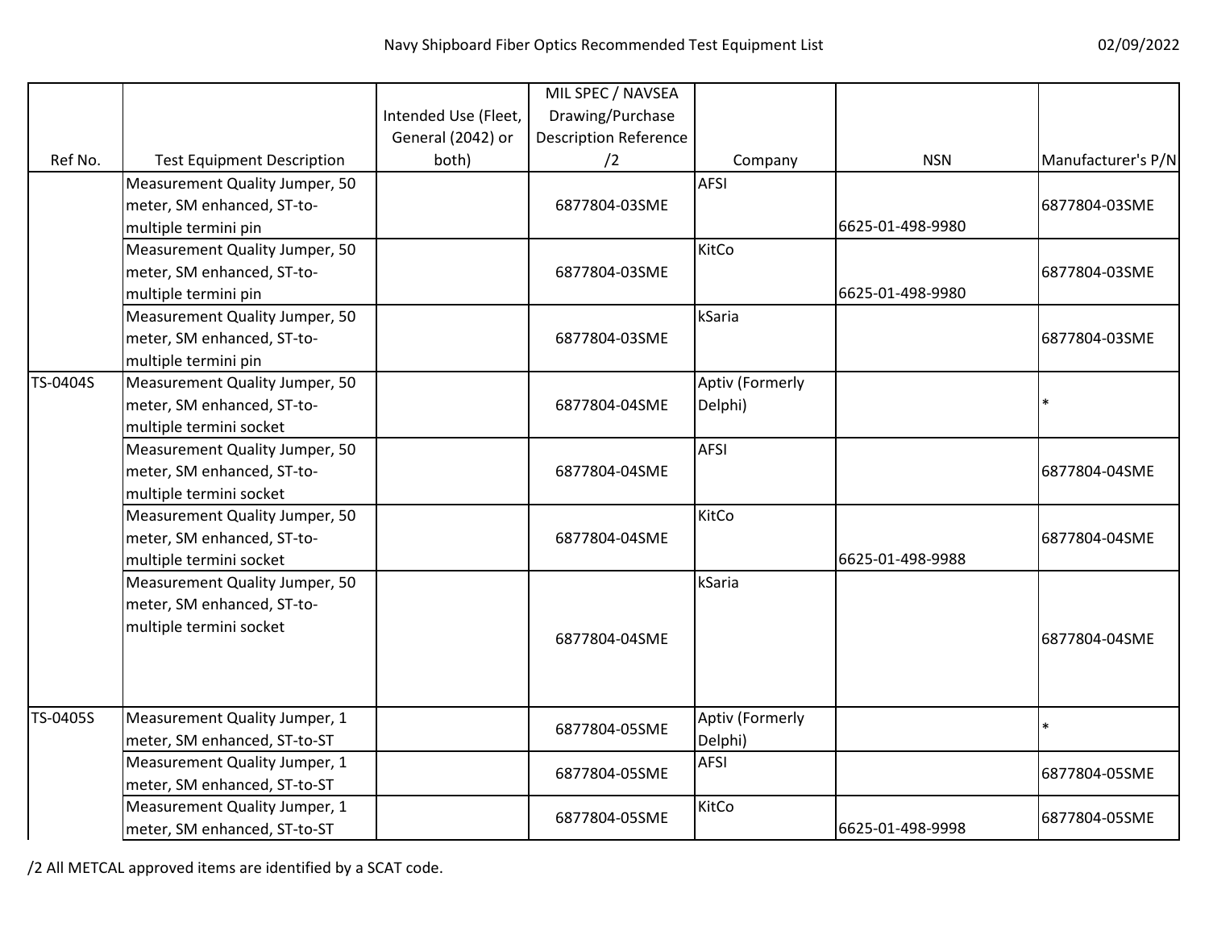| Ref No. | Test Equipment Description | Intended Use (Fleet, General (2042) or both) | MIL SPEC / NAVSEA Drawing/Purchase Description Reference /2 | Company | NSN | Manufacturer's P/N |
|---|---|---|---|---|---|---|
| | Measurement Quality Jumper, 50 meter, SM enhanced, ST-to-multiple termini pin | | 6877804-03SME | AFSI | 6625-01-498-9980 | 6877804-03SME |
| | Measurement Quality Jumper, 50 meter, SM enhanced, ST-to-multiple termini pin | | 6877804-03SME | KitCo | 6625-01-498-9980 | 6877804-03SME |
| | Measurement Quality Jumper, 50 meter, SM enhanced, ST-to-multiple termini pin | | 6877804-03SME | kSaria | | 6877804-03SME |
| TS-0404S | Measurement Quality Jumper, 50 meter, SM enhanced, ST-to-multiple termini socket | | 6877804-04SME | Aptiv (Formerly Delphi) | | * |
| | Measurement Quality Jumper, 50 meter, SM enhanced, ST-to-multiple termini socket | | 6877804-04SME | AFSI | | 6877804-04SME |
| | Measurement Quality Jumper, 50 meter, SM enhanced, ST-to-multiple termini socket | | 6877804-04SME | KitCo | 6625-01-498-9988 | 6877804-04SME |
| | Measurement Quality Jumper, 50 meter, SM enhanced, ST-to-multiple termini socket | | 6877804-04SME | kSaria | | 6877804-04SME |
| TS-0405S | Measurement Quality Jumper, 1 meter, SM enhanced, ST-to-ST | | 6877804-05SME | Aptiv (Formerly Delphi) | | * |
| | Measurement Quality Jumper, 1 meter, SM enhanced, ST-to-ST | | 6877804-05SME | AFSI | | 6877804-05SME |
| | Measurement Quality Jumper, 1 meter, SM enhanced, ST-to-ST | | 6877804-05SME | KitCo | 6625-01-498-9998 | 6877804-05SME |

/2 All METCAL approved items are identified by a SCAT code.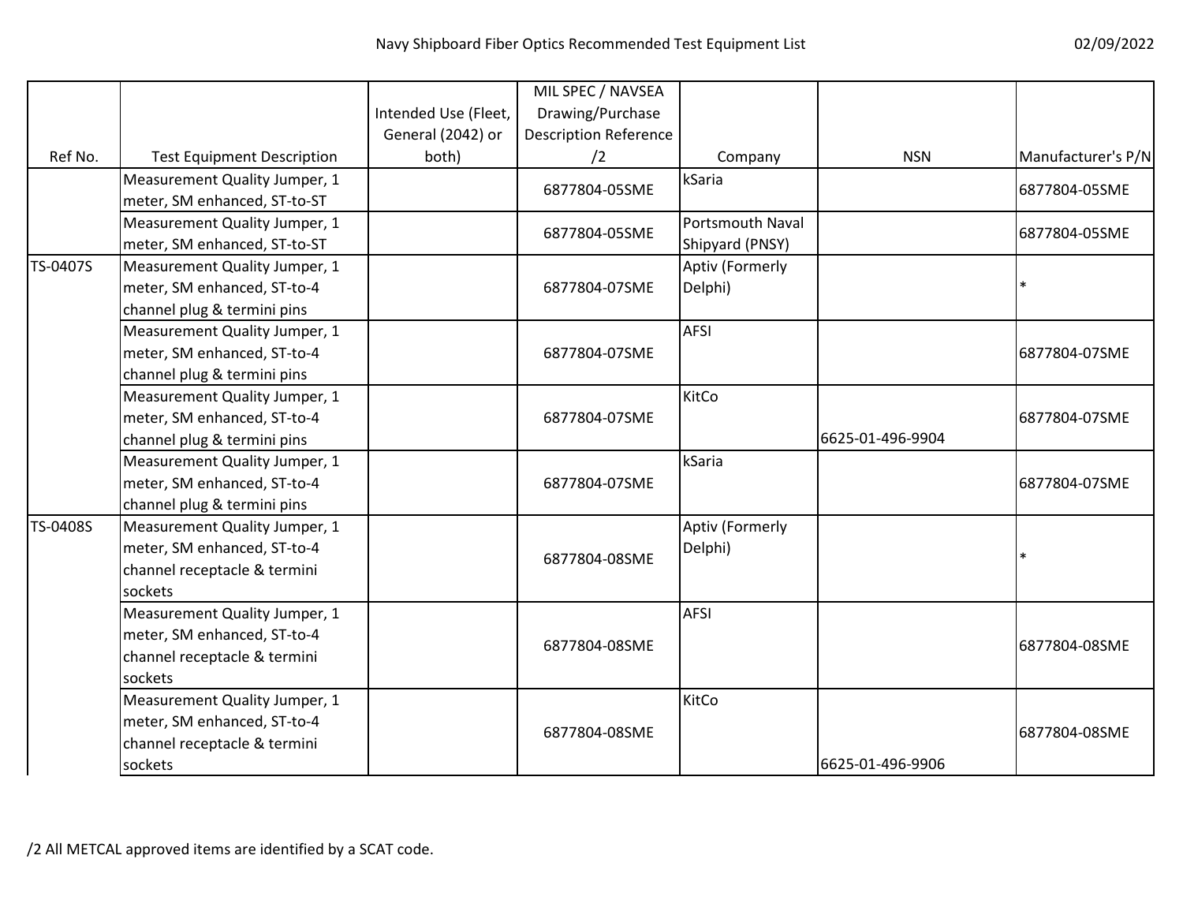| Ref No. | Test Equipment Description | Intended Use (Fleet, General (2042) or both) | MIL SPEC / NAVSEA Drawing/Purchase Description Reference /2 | Company | NSN | Manufacturer's P/N |
|---|---|---|---|---|---|---|
| | Measurement Quality Jumper, 1 meter, SM enhanced, ST-to-ST | | 6877804-05SME | kSaria | | 6877804-05SME |
| | Measurement Quality Jumper, 1 meter, SM enhanced, ST-to-ST | | 6877804-05SME | Portsmouth Naval Shipyard (PNSY) | | 6877804-05SME |
| TS-0407S | Measurement Quality Jumper, 1 meter, SM enhanced, ST-to-4 channel plug & termini pins | | 6877804-07SME | Aptiv (Formerly Delphi) | | * |
| | Measurement Quality Jumper, 1 meter, SM enhanced, ST-to-4 channel plug & termini pins | | 6877804-07SME | AFSI | | 6877804-07SME |
| | Measurement Quality Jumper, 1 meter, SM enhanced, ST-to-4 channel plug & termini pins | | 6877804-07SME | KitCo | 6625-01-496-9904 | 6877804-07SME |
| | Measurement Quality Jumper, 1 meter, SM enhanced, ST-to-4 channel plug & termini pins | | 6877804-07SME | kSaria | | 6877804-07SME |
| TS-0408S | Measurement Quality Jumper, 1 meter, SM enhanced, ST-to-4 channel receptacle & termini sockets | | 6877804-08SME | Aptiv (Formerly Delphi) | | * |
| | Measurement Quality Jumper, 1 meter, SM enhanced, ST-to-4 channel receptacle & termini sockets | | 6877804-08SME | AFSI | | 6877804-08SME |
| | Measurement Quality Jumper, 1 meter, SM enhanced, ST-to-4 channel receptacle & termini sockets | | 6877804-08SME | KitCo | 6625-01-496-9906 | 6877804-08SME |

/2 All METCAL approved items are identified by a SCAT code.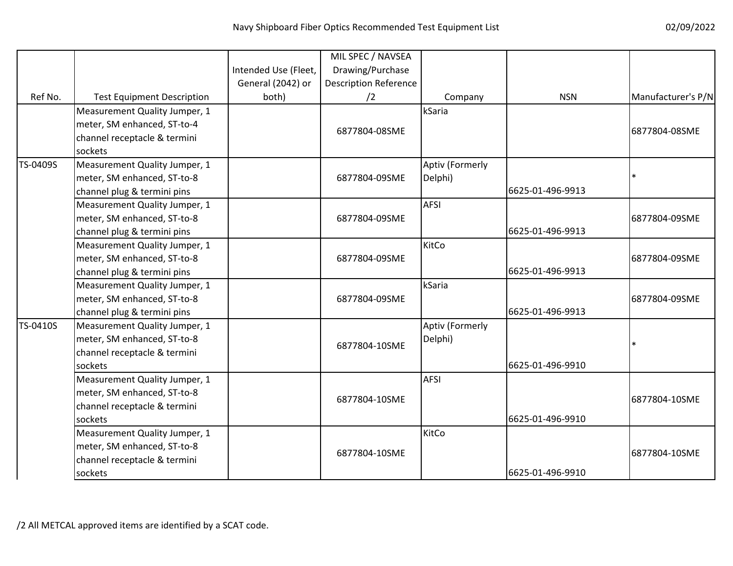| Ref No. | Test Equipment Description | Intended Use (Fleet, General (2042) or both) | MIL SPEC / NAVSEA Drawing/Purchase Description Reference /2 | Company | NSN | Manufacturer's P/N |
|---|---|---|---|---|---|---|
| | Measurement Quality Jumper, 1 meter, SM enhanced, ST-to-4 channel receptacle & termini sockets | | 6877804-08SME | kSaria | | 6877804-08SME |
| TS-0409S | Measurement Quality Jumper, 1 meter, SM enhanced, ST-to-8 channel plug & termini pins | | 6877804-09SME | Aptiv (Formerly Delphi) | 6625-01-496-9913 | * |
| | Measurement Quality Jumper, 1 meter, SM enhanced, ST-to-8 channel plug & termini pins | | 6877804-09SME | AFSI | 6625-01-496-9913 | 6877804-09SME |
| | Measurement Quality Jumper, 1 meter, SM enhanced, ST-to-8 channel plug & termini pins | | 6877804-09SME | KitCo | 6625-01-496-9913 | 6877804-09SME |
| | Measurement Quality Jumper, 1 meter, SM enhanced, ST-to-8 channel plug & termini pins | | 6877804-09SME | kSaria | 6625-01-496-9913 | 6877804-09SME |
| TS-0410S | Measurement Quality Jumper, 1 meter, SM enhanced, ST-to-8 channel receptacle & termini sockets | | 6877804-10SME | Aptiv (Formerly Delphi) | 6625-01-496-9910 | * |
| | Measurement Quality Jumper, 1 meter, SM enhanced, ST-to-8 channel receptacle & termini sockets | | 6877804-10SME | AFSI | 6625-01-496-9910 | 6877804-10SME |
| | Measurement Quality Jumper, 1 meter, SM enhanced, ST-to-8 channel receptacle & termini sockets | | 6877804-10SME | KitCo | 6625-01-496-9910 | 6877804-10SME |

/2 All METCAL approved items are identified by a SCAT code.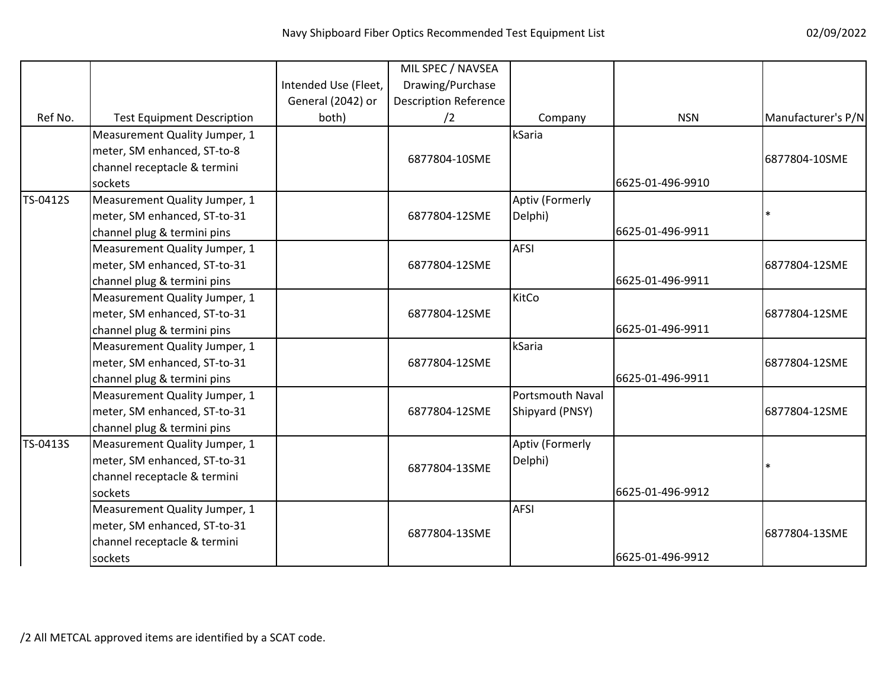| Ref No. | Test Equipment Description | Intended Use (Fleet, General (2042) or both) | MIL SPEC / NAVSEA Drawing/Purchase Description Reference /2 | Company | NSN | Manufacturer's P/N |
|---|---|---|---|---|---|---|
| | Measurement Quality Jumper, 1 meter, SM enhanced, ST-to-8 channel receptacle & termini sockets | | 6877804-10SME | kSaria | 6625-01-496-9910 | 6877804-10SME |
| TS-0412S | Measurement Quality Jumper, 1 meter, SM enhanced, ST-to-31 channel plug & termini pins | | 6877804-12SME | Aptiv (Formerly Delphi) | 6625-01-496-9911 | * |
| | Measurement Quality Jumper, 1 meter, SM enhanced, ST-to-31 channel plug & termini pins | | 6877804-12SME | AFSI | 6625-01-496-9911 | 6877804-12SME |
| | Measurement Quality Jumper, 1 meter, SM enhanced, ST-to-31 channel plug & termini pins | | 6877804-12SME | KitCo | 6625-01-496-9911 | 6877804-12SME |
| | Measurement Quality Jumper, 1 meter, SM enhanced, ST-to-31 channel plug & termini pins | | 6877804-12SME | kSaria | 6625-01-496-9911 | 6877804-12SME |
| | Measurement Quality Jumper, 1 meter, SM enhanced, ST-to-31 channel plug & termini pins | | 6877804-12SME | Portsmouth Naval Shipyard (PNSY) | | 6877804-12SME |
| TS-0413S | Measurement Quality Jumper, 1 meter, SM enhanced, ST-to-31 channel receptacle & termini sockets | | 6877804-13SME | Aptiv (Formerly Delphi) | 6625-01-496-9912 | * |
| | Measurement Quality Jumper, 1 meter, SM enhanced, ST-to-31 channel receptacle & termini sockets | | 6877804-13SME | AFSI | 6625-01-496-9912 | 6877804-13SME |

/2 All METCAL approved items are identified by a SCAT code.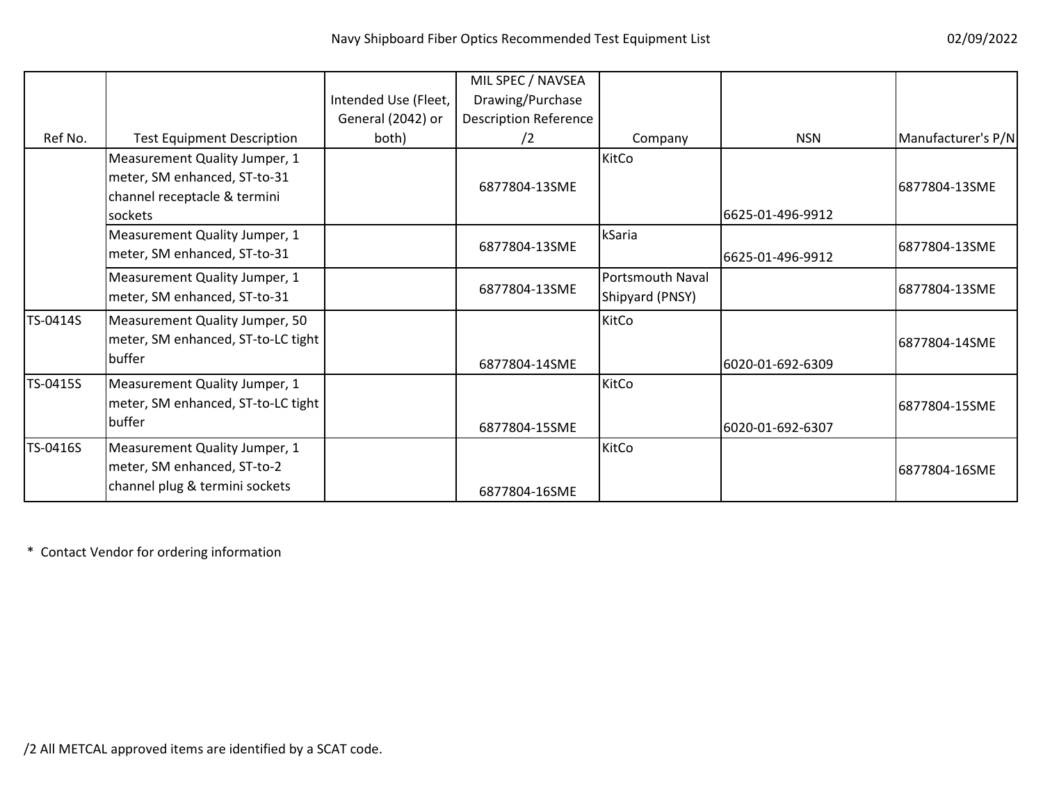| Ref No. | Test Equipment Description | Intended Use (Fleet, General (2042) or both) | MIL SPEC / NAVSEA Drawing/Purchase Description Reference /2 | Company | NSN | Manufacturer's P/N |
|---|---|---|---|---|---|---|
| | Measurement Quality Jumper, 1 meter, SM enhanced, ST-to-31 channel receptacle & termini sockets | | 6877804-13SME | KitCo | 6625-01-496-9912 | 6877804-13SME |
| | Measurement Quality Jumper, 1 meter, SM enhanced, ST-to-31 | | 6877804-13SME | kSaria | 6625-01-496-9912 | 6877804-13SME |
| | Measurement Quality Jumper, 1 meter, SM enhanced, ST-to-31 | | 6877804-13SME | Portsmouth Naval Shipyard (PNSY) | | 6877804-13SME |
| TS-0414S | Measurement Quality Jumper, 50 meter, SM enhanced, ST-to-LC tight buffer | | 6877804-14SME | KitCo | 6020-01-692-6309 | 6877804-14SME |
| TS-0415S | Measurement Quality Jumper, 1 meter, SM enhanced, ST-to-LC tight buffer | | 6877804-15SME | KitCo | 6020-01-692-6307 | 6877804-15SME |
| TS-0416S | Measurement Quality Jumper, 1 meter, SM enhanced, ST-to-2 channel plug & termini sockets | | 6877804-16SME | KitCo | | 6877804-16SME |

* Contact Vendor for ordering information

/2 All METCAL approved items are identified by a SCAT code.